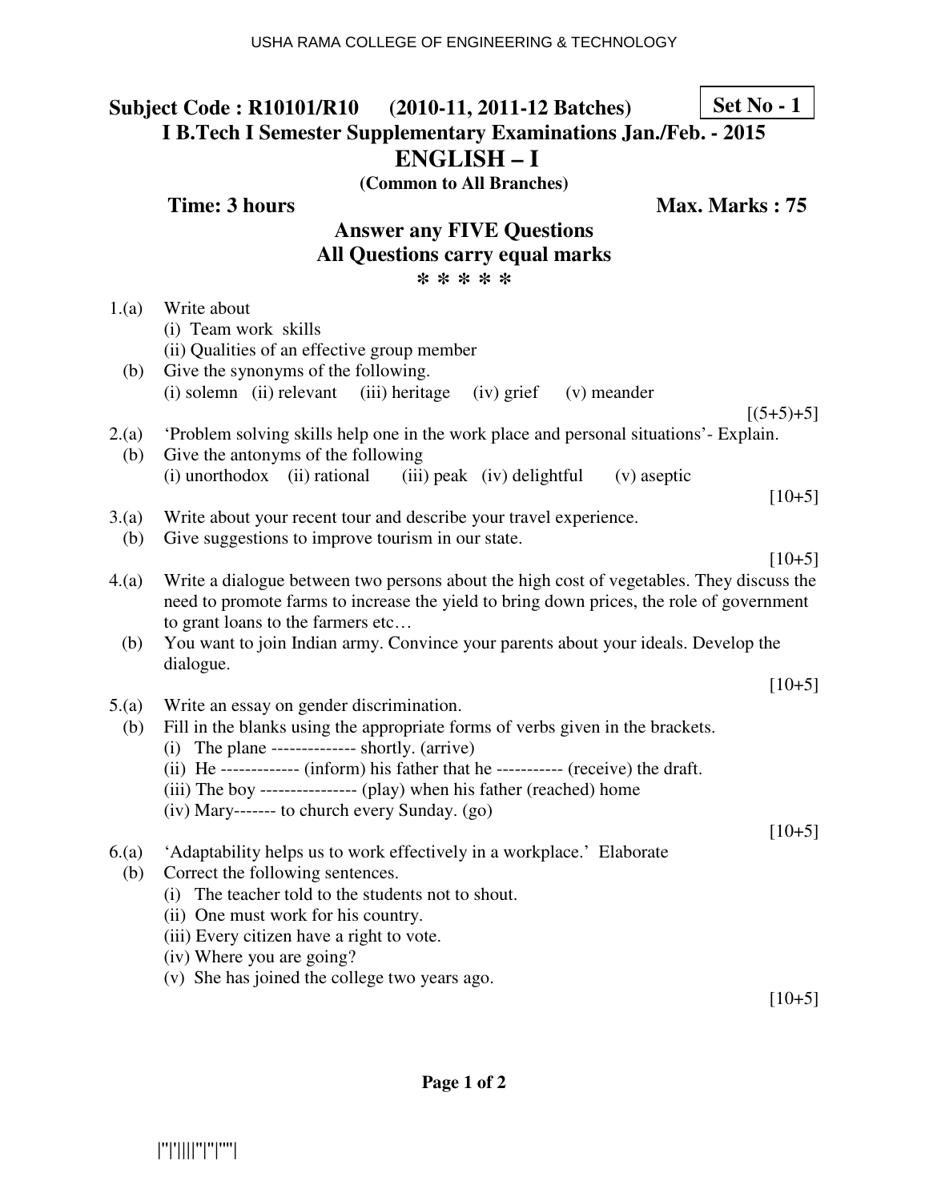**Subject Code : R10101/R10 (2010-11, 2011-12 Batches)** **Set No - 1**

**I B.Tech I Semester Supplementary Examinations Jan./Feb. - 2015**

# ENGLISH – I

**(Common to All Branches)**

**Time: 3 hours** **Max. Marks : 75**

**Answer any FIVE Questions**

**All Questions carry equal marks**

**\* \* \* \* \***

1.(a) Write about
   (i) Team work skills
   (ii) Qualities of an effective group member

  (b) Give the synonyms of the following.
   (i) solemn (ii) relevant (iii) heritage (iv) grief (v) meander

[(5+5)+5]

2.(a) 'Problem solving skills help one in the work place and personal situations'- Explain.

  (b) Give the antonyms of the following
   (i) unorthodox (ii) rational (iii) peak (iv) delightful (v) aseptic

[10+5]

3.(a) Write about your recent tour and describe your travel experience.

  (b) Give suggestions to improve tourism in our state.

[10+5]

4.(a) Write a dialogue between two persons about the high cost of vegetables. They discuss the need to promote farms to increase the yield to bring down prices, the role of government to grant loans to the farmers etc…

  (b) You want to join Indian army. Convince your parents about your ideals. Develop the dialogue.

[10+5]

5.(a) Write an essay on gender discrimination.

  (b) Fill in the blanks using the appropriate forms of verbs given in the brackets.
   (i) The plane -------------- shortly. (arrive)
   (ii) He ------------- (inform) his father that he ----------- (receive) the draft.
   (iii) The boy ---------------- (play) when his father (reached) home
   (iv) Mary------- to church every Sunday. (go)

[10+5]

6.(a) 'Adaptability helps us to work effectively in a workplace.' Elaborate

  (b) Correct the following sentences.
   (i) The teacher told to the students not to shout.
   (ii) One must work for his country.
   (iii) Every citizen have a right to vote.
   (iv) Where you are going?
   (v) She has joined the college two years ago.

[10+5]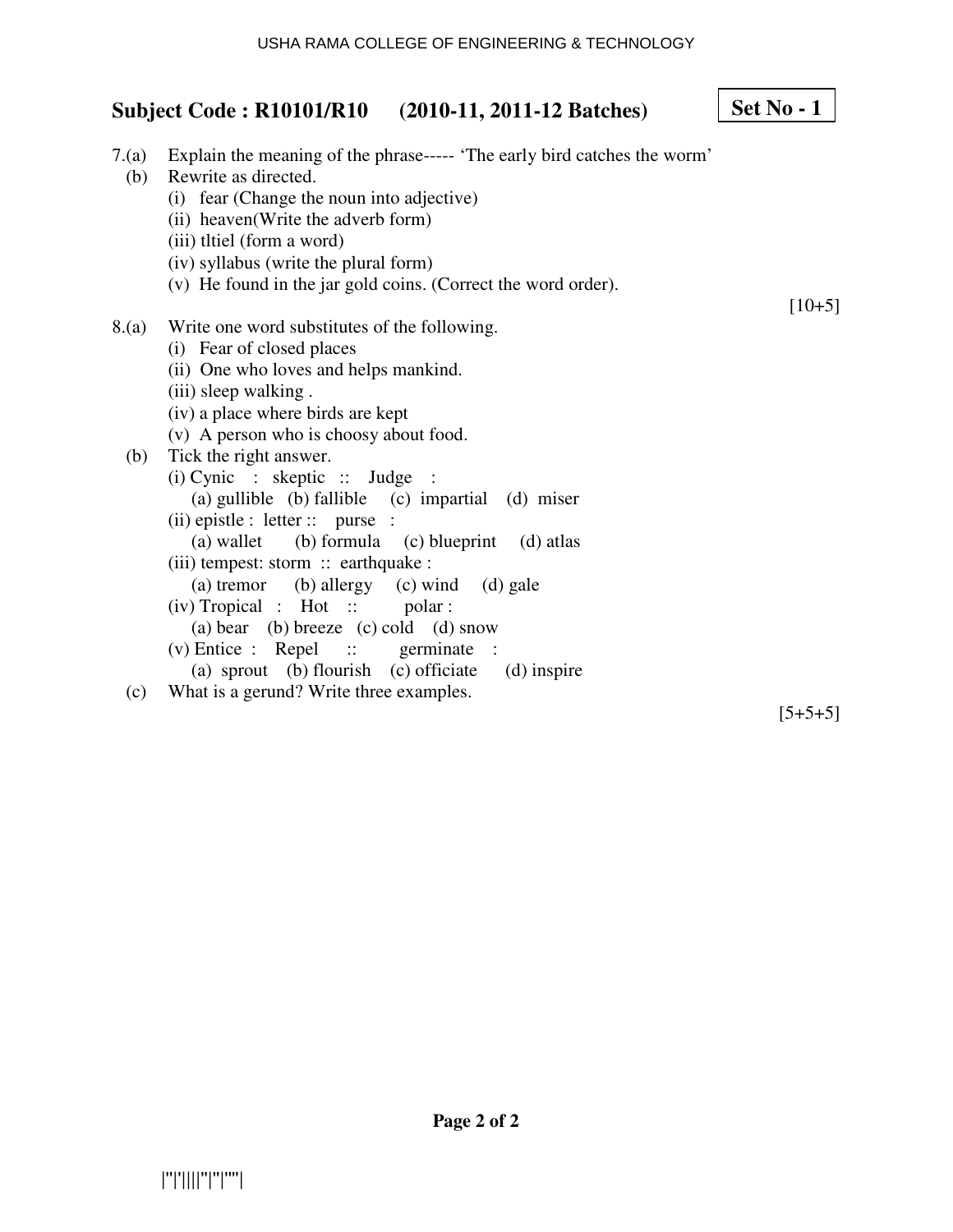**Subject Code : R10101/R10 (2010-11, 2011-12 Batches)** **Set No - 1**

7.(a) Explain the meaning of the phrase----- 'The early bird catches the worm'

(b) Rewrite as directed.

(i) fear (Change the noun into adjective)
(ii) heaven(Write the adverb form)
(iii) tltiel (form a word)
(iv) syllabus (write the plural form)
(v) He found in the jar gold coins. (Correct the word order).

[10+5]

8.(a) Write one word substitutes of the following.

(i) Fear of closed places
(ii) One who loves and helps mankind.
(iii) sleep walking .
(iv) a place where birds are kept
(v) A person who is choosy about food.

(b) Tick the right answer.

(i) Cynic : skeptic :: Judge :
(a) gullible (b) fallible (c) impartial (d) miser

(ii) epistle : letter :: purse :
(a) wallet (b) formula (c) blueprint (d) atlas

(iii) tempest: storm :: earthquake :
(a) tremor (b) allergy (c) wind (d) gale

(iv) Tropical : Hot :: polar :
(a) bear (b) breeze (c) cold (d) snow

(v) Entice : Repel :: germinate :
(a) sprout (b) flourish (c) officiate (d) inspire

(c) What is a gerund? Write three examples.

[5+5+5]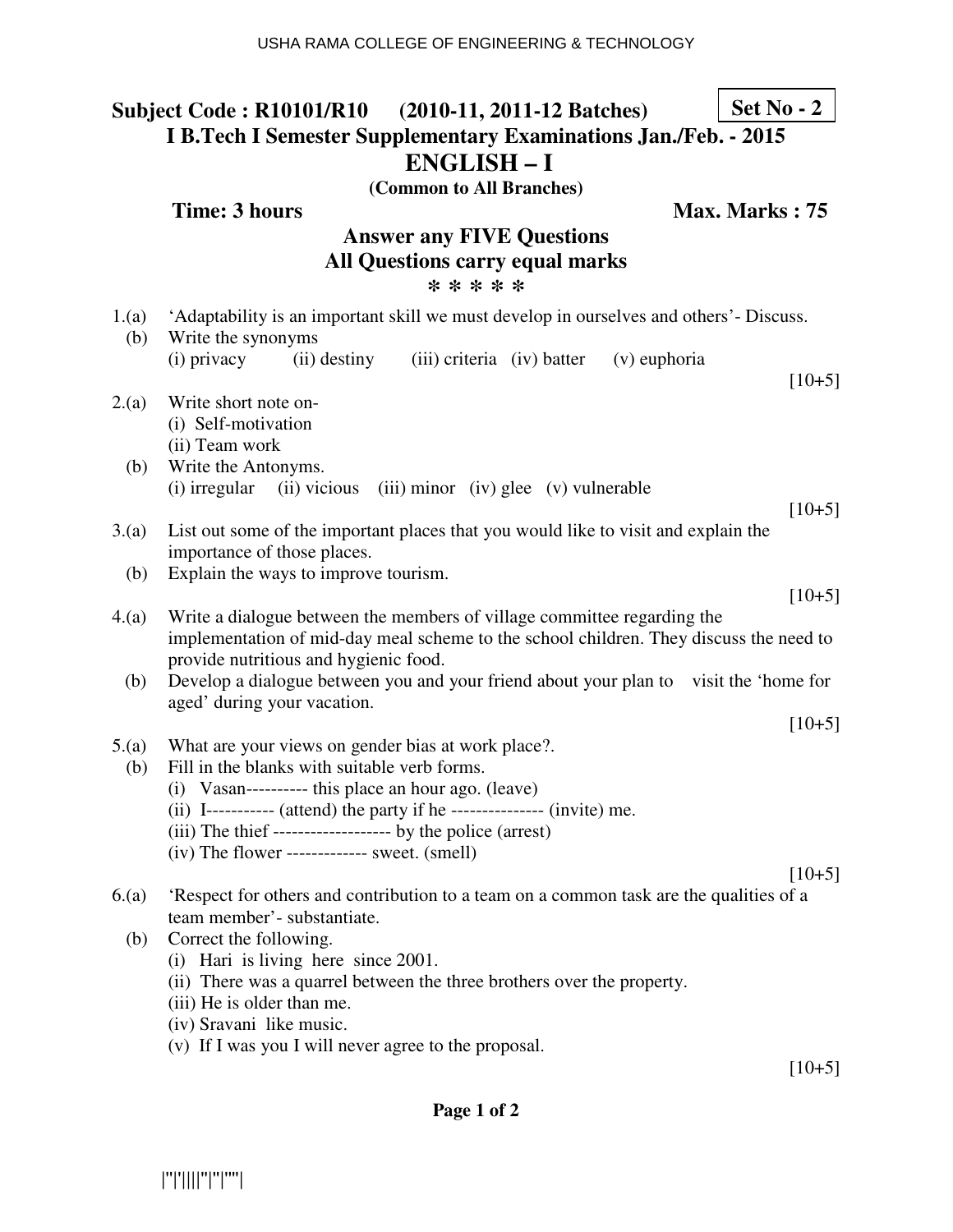**Subject Code : R10101/R10 (2010-11, 2011-12 Batches)** **Set No - 2**

**I B.Tech I Semester Supplementary Examinations Jan./Feb. - 2015**

# ENGLISH – I

**(Common to All Branches)**

**Time: 3 hours** **Max. Marks : 75**

**Answer any FIVE Questions**
**All Questions carry equal marks**

**\* \* \* \* \***

1.(a) 'Adaptability is an important skill we must develop in ourselves and others'- Discuss.
(b) Write the synonyms
(i) privacy (ii) destiny (iii) criteria (iv) batter (v) euphoria

[10+5]

2.(a) Write short note on-
(i) Self-motivation
(ii) Team work
(b) Write the Antonyms.
(i) irregular (ii) vicious (iii) minor (iv) glee (v) vulnerable

[10+5]

3.(a) List out some of the important places that you would like to visit and explain the importance of those places.
(b) Explain the ways to improve tourism.

[10+5]

4.(a) Write a dialogue between the members of village committee regarding the implementation of mid-day meal scheme to the school children. They discuss the need to provide nutritious and hygienic food.
(b) Develop a dialogue between you and your friend about your plan to visit the 'home for aged' during your vacation.

[10+5]

5.(a) What are your views on gender bias at work place?.
(b) Fill in the blanks with suitable verb forms.
(i) Vasan---------- this place an hour ago. (leave)
(ii) I----------- (attend) the party if he --------------- (invite) me.
(iii) The thief ------------------- by the police (arrest)
(iv) The flower ------------- sweet. (smell)

[10+5]

6.(a) 'Respect for others and contribution to a team on a common task are the qualities of a team member'- substantiate.
(b) Correct the following.
(i) Hari is living here since 2001.
(ii) There was a quarrel between the three brothers over the property.
(iii) He is older than me.
(iv) Sravani like music.
(v) If I was you I will never agree to the proposal.

[10+5]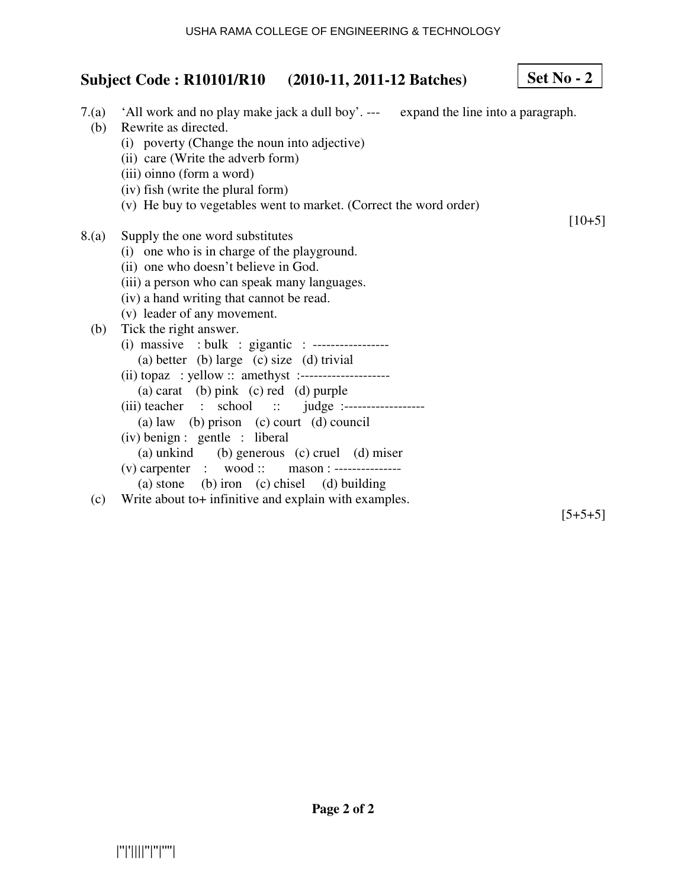**Subject Code : R10101/R10 (2010-11, 2011-12 Batches)** **Set No - 2**

7.(a) 'All work and no play make jack a dull boy'. --- expand the line into a paragraph.

(b) Rewrite as directed.

(i) poverty (Change the noun into adjective)
(ii) care (Write the adverb form)
(iii) oinno (form a word)
(iv) fish (write the plural form)
(v) He buy to vegetables went to market. (Correct the word order)

[10+5]

8.(a) Supply the one word substitutes

(i) one who is in charge of the playground.
(ii) one who doesn't believe in God.
(iii) a person who can speak many languages.
(iv) a hand writing that cannot be read.
(v) leader of any movement.

(b) Tick the right answer.

(i) massive : bulk : gigantic : -----------------
(a) better (b) large (c) size (d) trivial

(ii) topaz : yellow :: amethyst :--------------------
(a) carat (b) pink (c) red (d) purple

(iii) teacher : school :: judge :------------------
(a) law (b) prison (c) court (d) council

(iv) benign : gentle : liberal
(a) unkind (b) generous (c) cruel (d) miser

(v) carpenter : wood :: mason : ---------------
(a) stone (b) iron (c) chisel (d) building

(c) Write about to+ infinitive and explain with examples.

[5+5+5]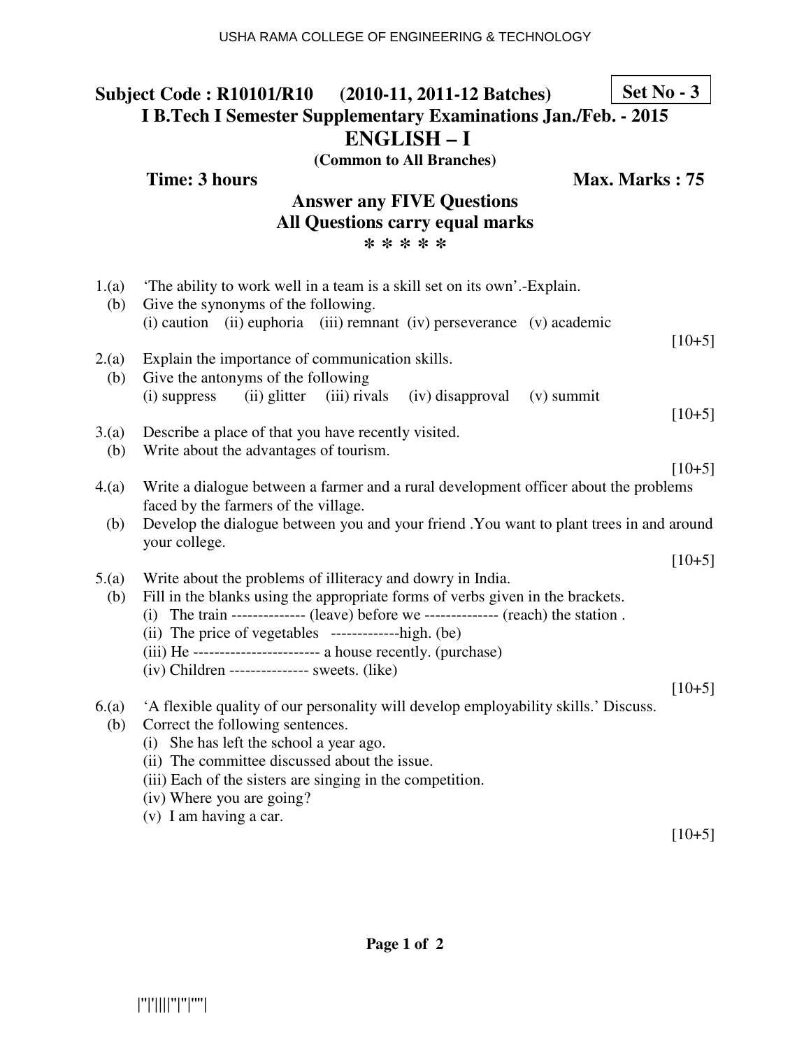**Subject Code : R10101/R10 (2010-11, 2011-12 Batches)** **Set No - 3**

**I B.Tech I Semester Supplementary Examinations Jan./Feb. - 2015**

# ENGLISH – I

**(Common to All Branches)**

**Time: 3 hours** **Max. Marks : 75**

**Answer any FIVE Questions**
**All Questions carry equal marks**

**\* \* \* \* \***

1.(a) 'The ability to work well in a team is a skill set on its own'.-Explain.
(b) Give the synonyms of the following.
(i) caution (ii) euphoria (iii) remnant (iv) perseverance (v) academic
[10+5]

2.(a) Explain the importance of communication skills.
(b) Give the antonyms of the following
(i) suppress (ii) glitter (iii) rivals (iv) disapproval (v) summit
[10+5]

3.(a) Describe a place of that you have recently visited.
(b) Write about the advantages of tourism.
[10+5]

4.(a) Write a dialogue between a farmer and a rural development officer about the problems faced by the farmers of the village.
(b) Develop the dialogue between you and your friend .You want to plant trees in and around your college.
[10+5]

5.(a) Write about the problems of illiteracy and dowry in India.
(b) Fill in the blanks using the appropriate forms of verbs given in the brackets.
(i) The train -------------- (leave) before we -------------- (reach) the station .
(ii) The price of vegetables -------------high. (be)
(iii) He ------------------------ a house recently. (purchase)
(iv) Children --------------- sweets. (like)
[10+5]

6.(a) 'A flexible quality of our personality will develop employability skills.' Discuss.
(b) Correct the following sentences.
(i) She has left the school a year ago.
(ii) The committee discussed about the issue.
(iii) Each of the sisters are singing in the competition.
(iv) Where you are going?
(v) I am having a car.
[10+5]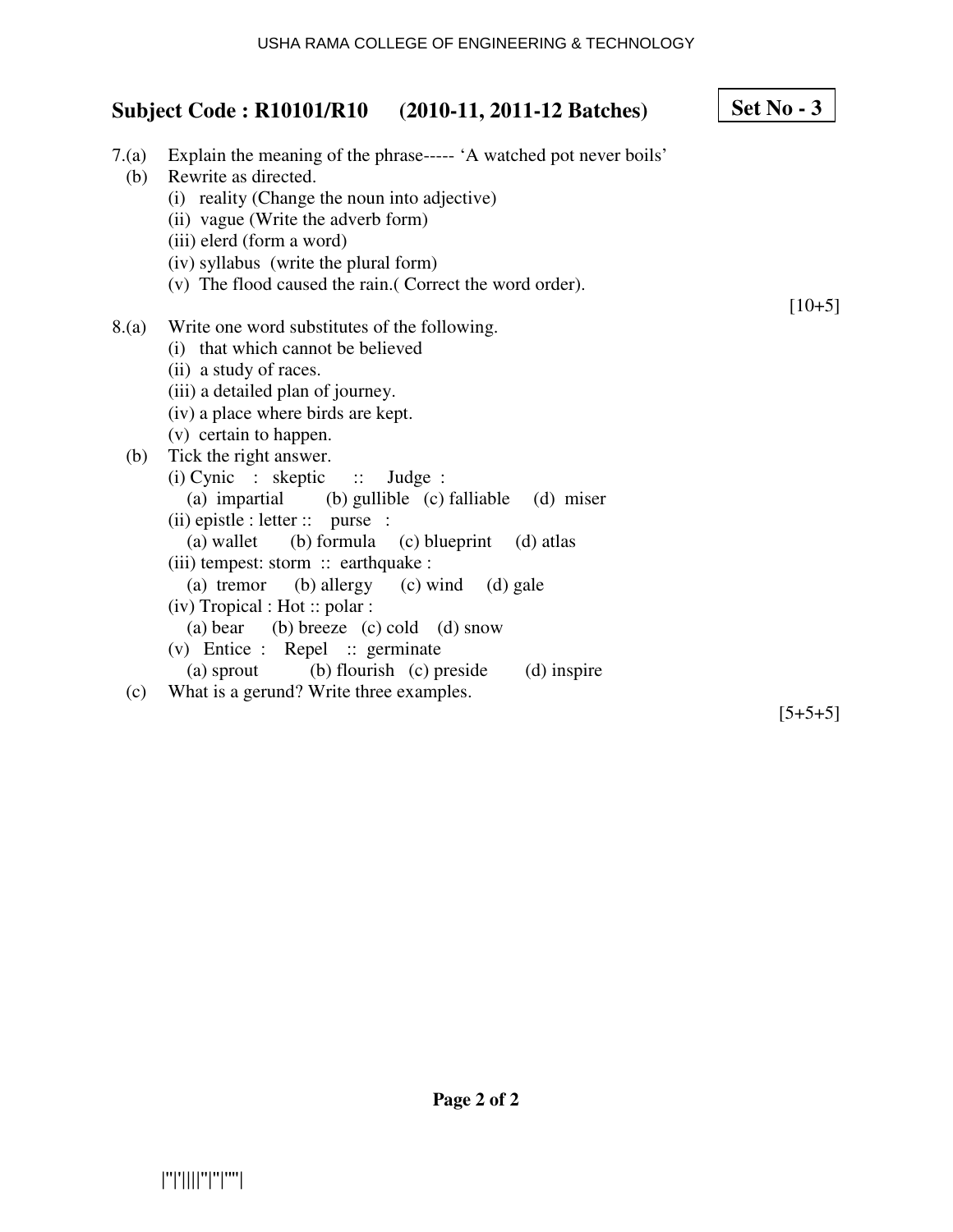**Subject Code : R10101/R10 (2010-11, 2011-12 Batches)** **Set No - 3**

7.(a) Explain the meaning of the phrase----- 'A watched pot never boils'

(b) Rewrite as directed.

(i) reality (Change the noun into adjective)

(ii) vague (Write the adverb form)

(iii) elerd (form a word)

(iv) syllabus (write the plural form)

(v) The flood caused the rain.( Correct the word order).

[10+5]

8.(a) Write one word substitutes of the following.

(i) that which cannot be believed

(ii) a study of races.

(iii) a detailed plan of journey.

(iv) a place where birds are kept.

(v) certain to happen.

(b) Tick the right answer.

(i) Cynic : skeptic :: Judge :

(a) impartial (b) gullible (c) falliable (d) miser

(ii) epistle : letter :: purse :

(a) wallet (b) formula (c) blueprint (d) atlas

(iii) tempest: storm :: earthquake :

(a) tremor (b) allergy (c) wind (d) gale

(iv) Tropical : Hot :: polar :

(a) bear (b) breeze (c) cold (d) snow

(v) Entice : Repel :: germinate

(a) sprout (b) flourish (c) preside (d) inspire

(c) What is a gerund? Write three examples.

[5+5+5]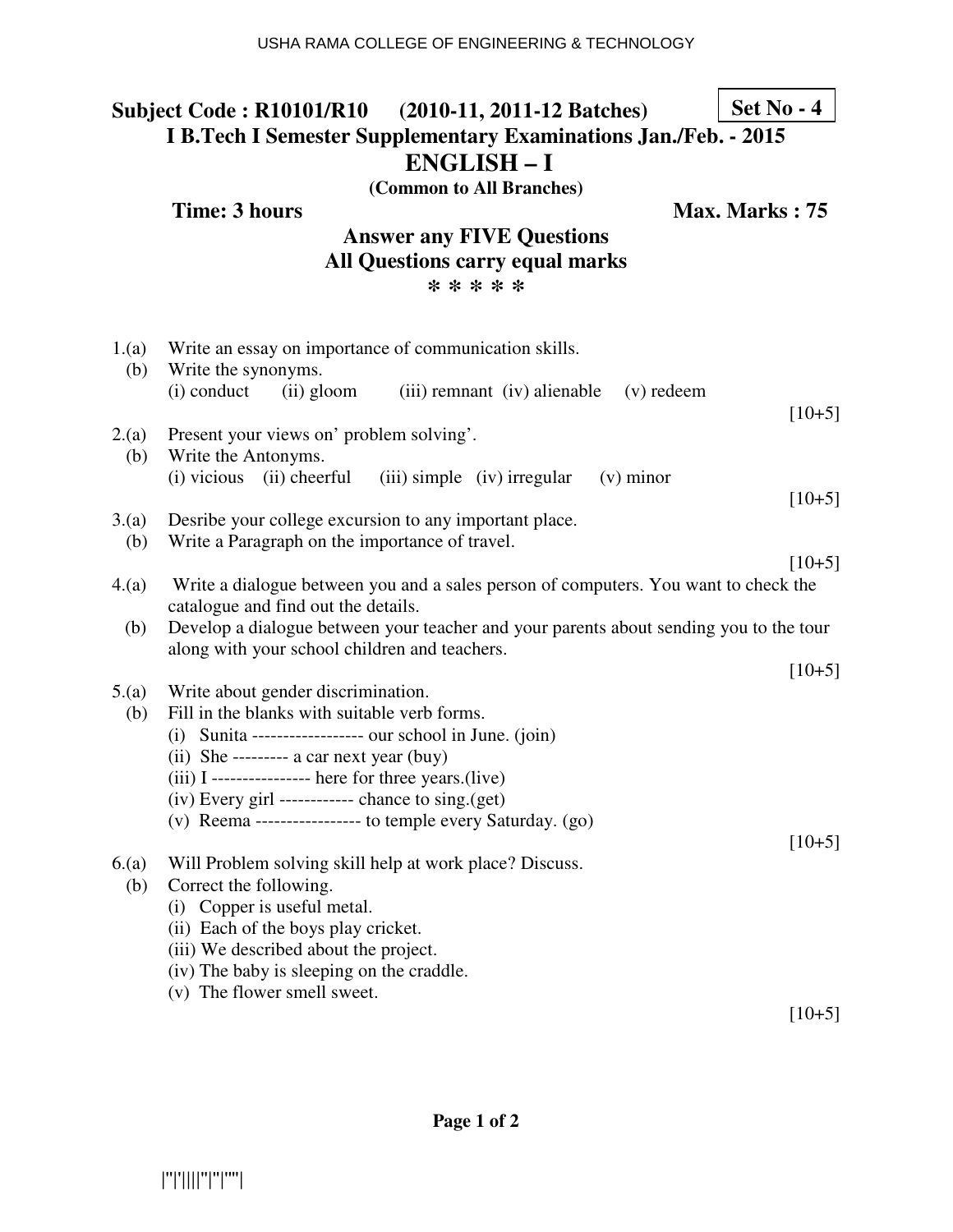**Subject Code : R10101/R10 (2010-11, 2011-12 Batches)** **Set No - 4**

**I B.Tech I Semester Supplementary Examinations Jan./Feb. - 2015**

# ENGLISH – I

**(Common to All Branches)**

**Time: 3 hours** **Max. Marks : 75**

**Answer any FIVE Questions**
**All Questions carry equal marks**
**\* \* \* \* \***

1.(a) Write an essay on importance of communication skills.
  (b) Write the synonyms.
  (i) conduct (ii) gloom (iii) remnant (iv) alienable (v) redeem

[10+5]

2.(a) Present your views on' problem solving'.
  (b) Write the Antonyms.
  (i) vicious (ii) cheerful (iii) simple (iv) irregular (v) minor

[10+5]

3.(a) Desribe your college excursion to any important place.
  (b) Write a Paragraph on the importance of travel.

[10+5]

4.(a) Write a dialogue between you and a sales person of computers. You want to check the catalogue and find out the details.
  (b) Develop a dialogue between your teacher and your parents about sending you to the tour along with your school children and teachers.

[10+5]

5.(a) Write about gender discrimination.
  (b) Fill in the blanks with suitable verb forms.
  (i) Sunita ------------------ our school in June. (join)
  (ii) She --------- a car next year (buy)
  (iii) I ---------------- here for three years.(live)
  (iv) Every girl ------------ chance to sing.(get)
  (v) Reema ----------------- to temple every Saturday. (go)

[10+5]

6.(a) Will Problem solving skill help at work place? Discuss.
  (b) Correct the following.
  (i) Copper is useful metal.
  (ii) Each of the boys play cricket.
  (iii) We described about the project.
  (iv) The baby is sleeping on the craddle.
  (v) The flower smell sweet.

[10+5]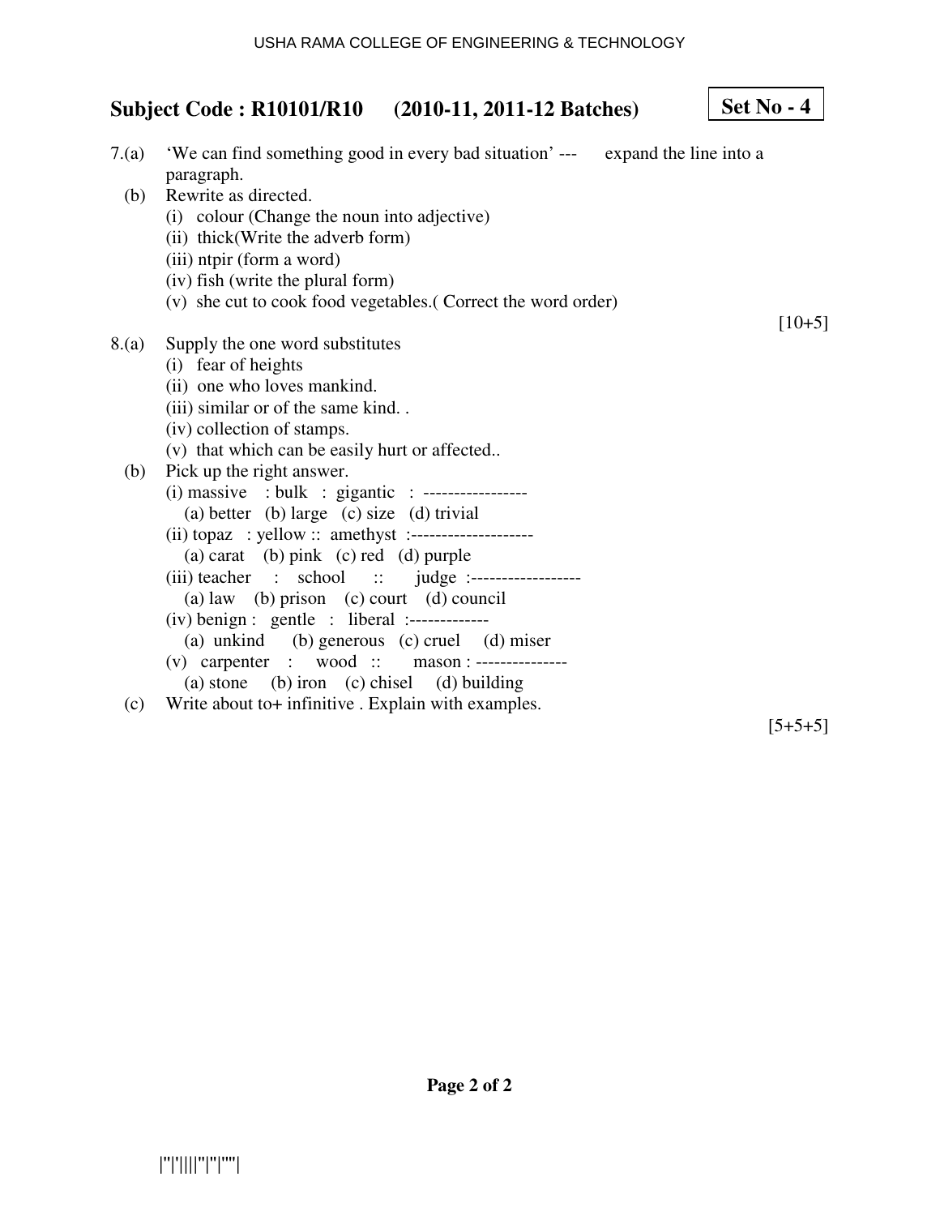## Subject Code : R10101/R10 (2010-11, 2011-12 Batches) **Set No - 4**

7.(a) 'We can find something good in every bad situation' --- expand the line into a paragraph.

(b) Rewrite as directed.

(i) colour (Change the noun into adjective)
(ii) thick(Write the adverb form)
(iii) ntpir (form a word)
(iv) fish (write the plural form)
(v) she cut to cook food vegetables.( Correct the word order)

[10+5]

8.(a) Supply the one word substitutes

(i) fear of heights
(ii) one who loves mankind.
(iii) similar or of the same kind. .
(iv) collection of stamps.
(v) that which can be easily hurt or affected..

(b) Pick up the right answer.

(i) massive : bulk : gigantic : -----------------
(a) better (b) large (c) size (d) trivial

(ii) topaz : yellow :: amethyst :--------------------
(a) carat (b) pink (c) red (d) purple

(iii) teacher : school :: judge :------------------
(a) law (b) prison (c) court (d) council

(iv) benign : gentle : liberal :-------------
(a) unkind (b) generous (c) cruel (d) miser

(v) carpenter : wood :: mason : ---------------
(a) stone (b) iron (c) chisel (d) building

(c) Write about to+ infinitive . Explain with examples.

[5+5+5]